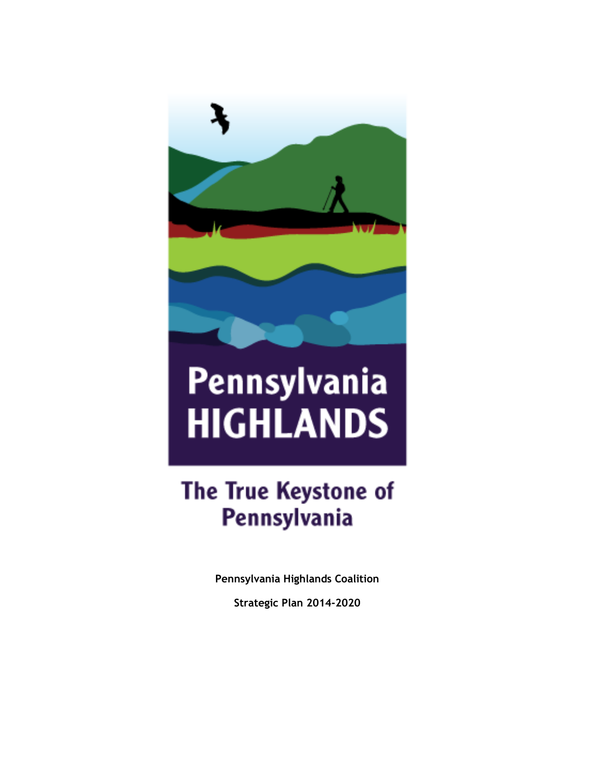# Pennsylvania HIGHLANDS

## The True Keystone of Pennsylvania

**Pennsylvania Highlands Coalition**

**Strategic Plan 2014-2020**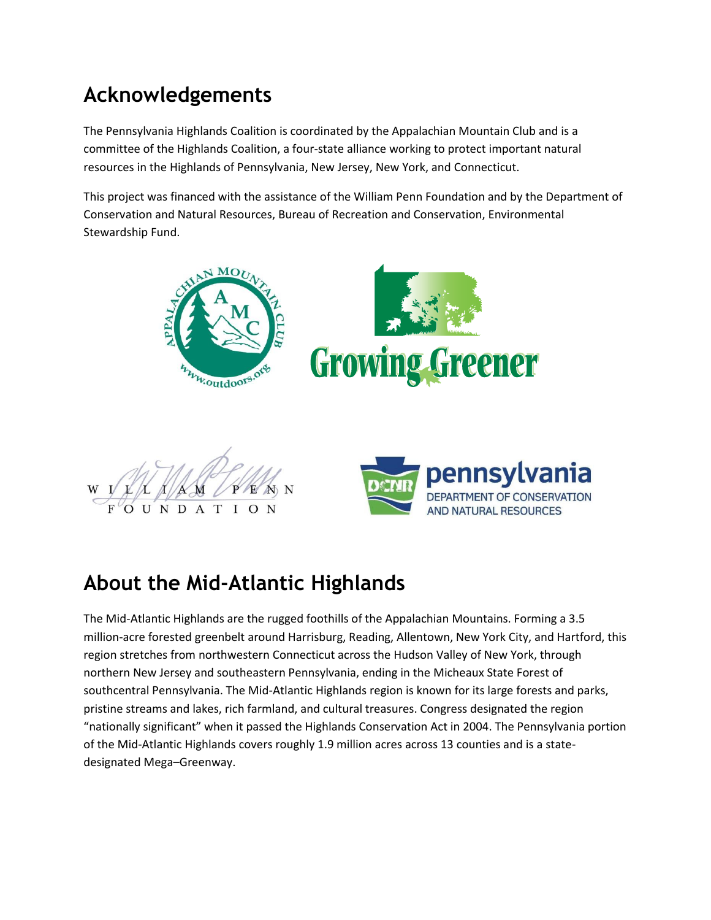## Acknowledgements

The Pennsylvania Highlands Coalition is coordinated by the Appalachian Mountain Club and is a committee of the Highlands Coalition, a four-state alliance working to protect important natural resources in the Highlands of Pennsylvania, New Jersey, New York, and Connecticut.

This project was financed with the assistance of the William Penn Foundation and by the Department of Conservation and Natural Resources, Bureau of Recreation and Conservation, Environmental Stewardship Fund.

## About the Mid-Atlantic Highlands

The Mid-Atlantic Highlands are the rugged foothills of the Appalachian Mountains. Forming a 3.5 million-acre forested greenbelt around Harrisburg, Reading, Allentown, New York City, and Hartford, this region stretches from northwestern Connecticut across the Hudson Valley of New York, through northern New Jersey and southeastern Pennsylvania, ending in the Micheaux State Forest of southcentral Pennsylvania. The Mid-Atlantic Highlands region is known for its large forests and parks, pristine streams and lakes, rich farmland, and cultural treasures. Congress designated the region "nationally significant" when it passed the Highlands Conservation Act in 2004. The Pennsylvania portion of the Mid-Atlantic Highlands covers roughly 1.9 million acres across 13 counties and is a state-designated Mega–Greenway.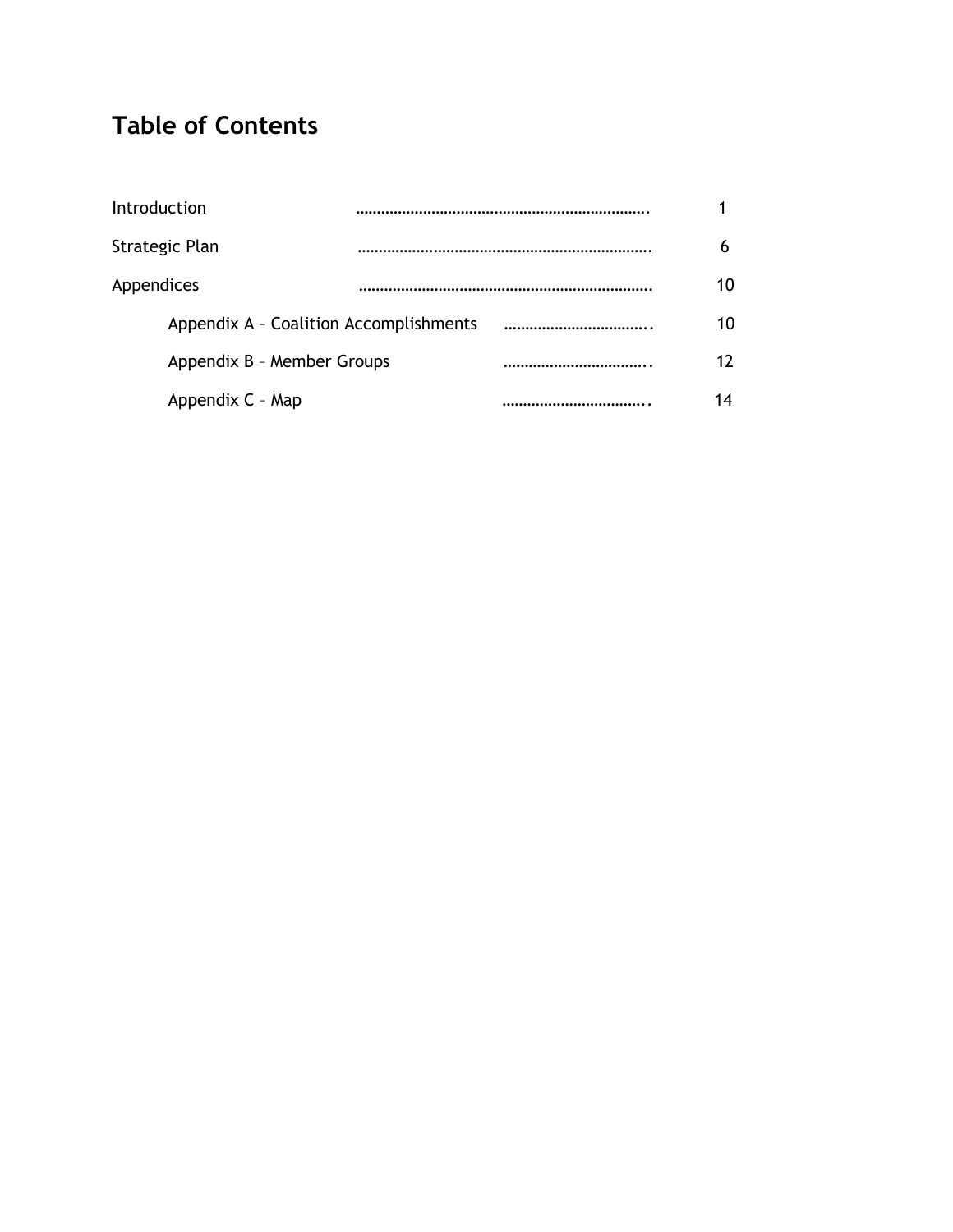# Table of Contents

| | | |
|---|---|---|
| Introduction | ………………………………………………………… | 1 |
| Strategic Plan | ………………………………………………………….. | 6 |
| Appendices | ………………………………………………………….. | 10 |
| Appendix A – Coalition Accomplishments | …………………………….. | 10 |
| Appendix B – Member Groups | …………………………….. | 12 |
| Appendix C – Map | …………………………….. | 14 |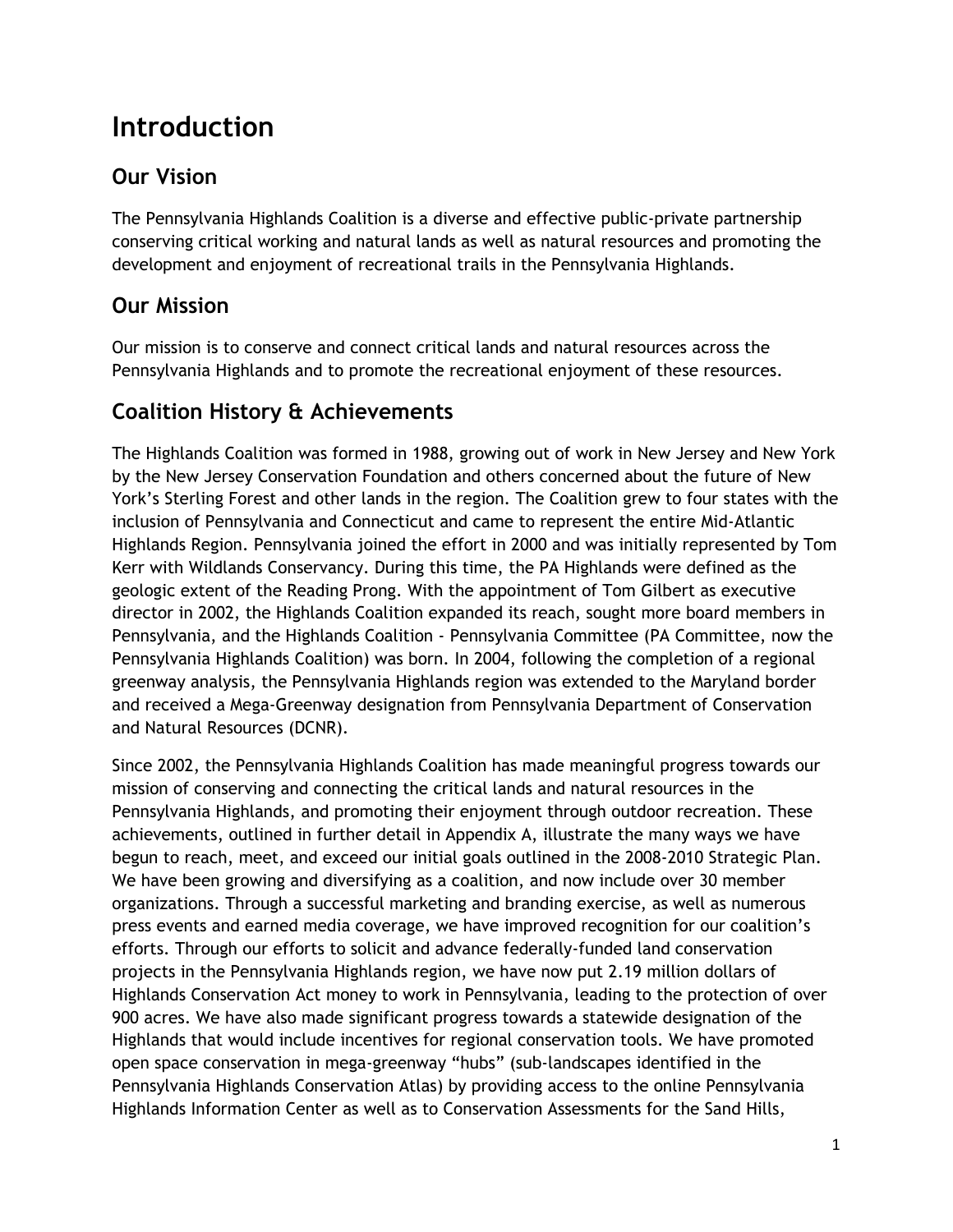# Introduction

## Our Vision

The Pennsylvania Highlands Coalition is a diverse and effective public-private partnership conserving critical working and natural lands as well as natural resources and promoting the development and enjoyment of recreational trails in the Pennsylvania Highlands.

## Our Mission

Our mission is to conserve and connect critical lands and natural resources across the Pennsylvania Highlands and to promote the recreational enjoyment of these resources.

## Coalition History & Achievements

The Highlands Coalition was formed in 1988, growing out of work in New Jersey and New York by the New Jersey Conservation Foundation and others concerned about the future of New York's Sterling Forest and other lands in the region. The Coalition grew to four states with the inclusion of Pennsylvania and Connecticut and came to represent the entire Mid-Atlantic Highlands Region. Pennsylvania joined the effort in 2000 and was initially represented by Tom Kerr with Wildlands Conservancy. During this time, the PA Highlands were defined as the geologic extent of the Reading Prong. With the appointment of Tom Gilbert as executive director in 2002, the Highlands Coalition expanded its reach, sought more board members in Pennsylvania, and the Highlands Coalition - Pennsylvania Committee (PA Committee, now the Pennsylvania Highlands Coalition) was born. In 2004, following the completion of a regional greenway analysis, the Pennsylvania Highlands region was extended to the Maryland border and received a Mega-Greenway designation from Pennsylvania Department of Conservation and Natural Resources (DCNR).

Since 2002, the Pennsylvania Highlands Coalition has made meaningful progress towards our mission of conserving and connecting the critical lands and natural resources in the Pennsylvania Highlands, and promoting their enjoyment through outdoor recreation. These achievements, outlined in further detail in Appendix A, illustrate the many ways we have begun to reach, meet, and exceed our initial goals outlined in the 2008-2010 Strategic Plan. We have been growing and diversifying as a coalition, and now include over 30 member organizations. Through a successful marketing and branding exercise, as well as numerous press events and earned media coverage, we have improved recognition for our coalition's efforts. Through our efforts to solicit and advance federally-funded land conservation projects in the Pennsylvania Highlands region, we have now put 2.19 million dollars of Highlands Conservation Act money to work in Pennsylvania, leading to the protection of over 900 acres. We have also made significant progress towards a statewide designation of the Highlands that would include incentives for regional conservation tools. We have promoted open space conservation in mega-greenway "hubs" (sub-landscapes identified in the Pennsylvania Highlands Conservation Atlas) by providing access to the online Pennsylvania Highlands Information Center as well as to Conservation Assessments for the Sand Hills,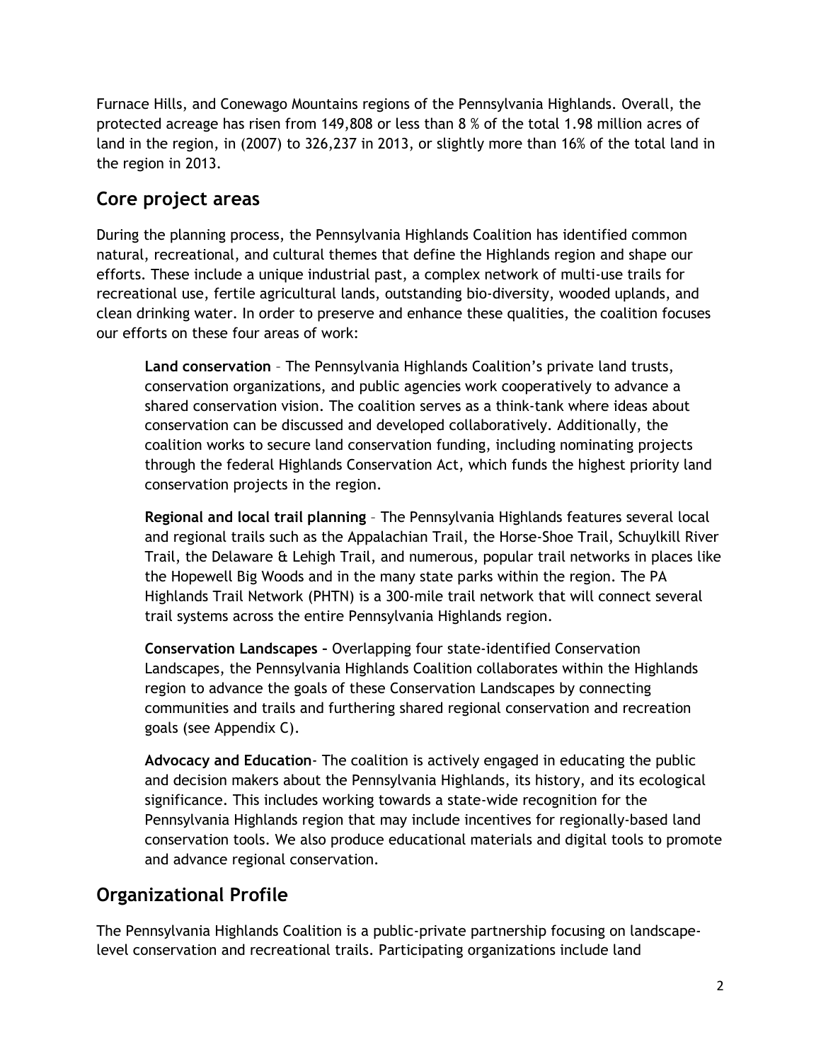Furnace Hills, and Conewago Mountains regions of the Pennsylvania Highlands. Overall, the protected acreage has risen from 149,808 or less than 8 % of the total 1.98 million acres of land in the region, in (2007) to 326,237 in 2013, or slightly more than 16% of the total land in the region in 2013.

## Core project areas

During the planning process, the Pennsylvania Highlands Coalition has identified common natural, recreational, and cultural themes that define the Highlands region and shape our efforts. These include a unique industrial past, a complex network of multi-use trails for recreational use, fertile agricultural lands, outstanding bio-diversity, wooded uplands, and clean drinking water. In order to preserve and enhance these qualities, the coalition focuses our efforts on these four areas of work:

**Land conservation** – The Pennsylvania Highlands Coalition's private land trusts, conservation organizations, and public agencies work cooperatively to advance a shared conservation vision. The coalition serves as a think-tank where ideas about conservation can be discussed and developed collaboratively. Additionally, the coalition works to secure land conservation funding, including nominating projects through the federal Highlands Conservation Act, which funds the highest priority land conservation projects in the region.

**Regional and local trail planning** – The Pennsylvania Highlands features several local and regional trails such as the Appalachian Trail, the Horse-Shoe Trail, Schuylkill River Trail, the Delaware & Lehigh Trail, and numerous, popular trail networks in places like the Hopewell Big Woods and in the many state parks within the region. The PA Highlands Trail Network (PHTN) is a 300-mile trail network that will connect several trail systems across the entire Pennsylvania Highlands region.

**Conservation Landscapes –** Overlapping four state-identified Conservation Landscapes, the Pennsylvania Highlands Coalition collaborates within the Highlands region to advance the goals of these Conservation Landscapes by connecting communities and trails and furthering shared regional conservation and recreation goals (see Appendix C).

**Advocacy and Education**- The coalition is actively engaged in educating the public and decision makers about the Pennsylvania Highlands, its history, and its ecological significance. This includes working towards a state-wide recognition for the Pennsylvania Highlands region that may include incentives for regionally-based land conservation tools. We also produce educational materials and digital tools to promote and advance regional conservation.

## Organizational Profile

The Pennsylvania Highlands Coalition is a public-private partnership focusing on landscape-level conservation and recreational trails. Participating organizations include land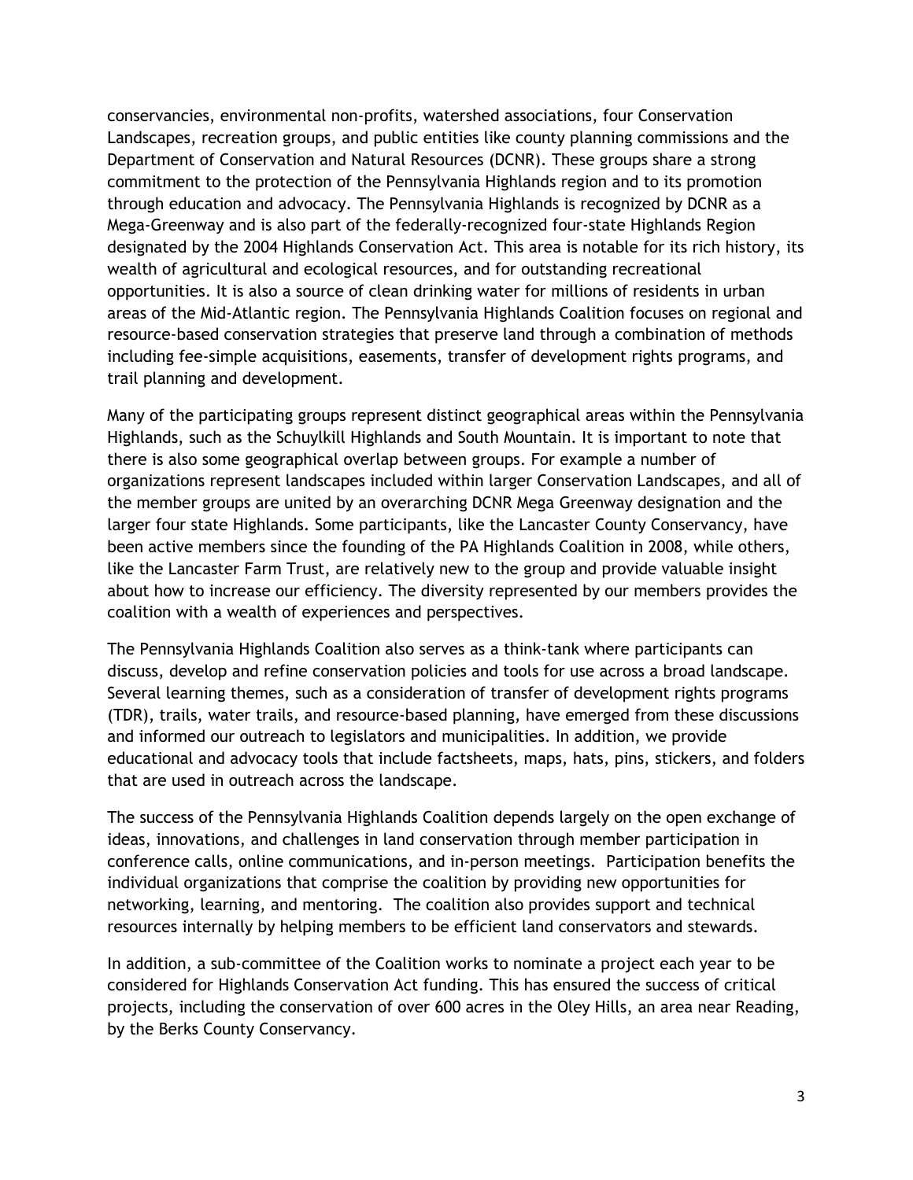conservancies, environmental non-profits, watershed associations, four Conservation Landscapes, recreation groups, and public entities like county planning commissions and the Department of Conservation and Natural Resources (DCNR). These groups share a strong commitment to the protection of the Pennsylvania Highlands region and to its promotion through education and advocacy. The Pennsylvania Highlands is recognized by DCNR as a Mega-Greenway and is also part of the federally-recognized four-state Highlands Region designated by the 2004 Highlands Conservation Act. This area is notable for its rich history, its wealth of agricultural and ecological resources, and for outstanding recreational opportunities. It is also a source of clean drinking water for millions of residents in urban areas of the Mid-Atlantic region. The Pennsylvania Highlands Coalition focuses on regional and resource-based conservation strategies that preserve land through a combination of methods including fee-simple acquisitions, easements, transfer of development rights programs, and trail planning and development.

Many of the participating groups represent distinct geographical areas within the Pennsylvania Highlands, such as the Schuylkill Highlands and South Mountain. It is important to note that there is also some geographical overlap between groups. For example a number of organizations represent landscapes included within larger Conservation Landscapes, and all of the member groups are united by an overarching DCNR Mega Greenway designation and the larger four state Highlands. Some participants, like the Lancaster County Conservancy, have been active members since the founding of the PA Highlands Coalition in 2008, while others, like the Lancaster Farm Trust, are relatively new to the group and provide valuable insight about how to increase our efficiency. The diversity represented by our members provides the coalition with a wealth of experiences and perspectives.

The Pennsylvania Highlands Coalition also serves as a think-tank where participants can discuss, develop and refine conservation policies and tools for use across a broad landscape. Several learning themes, such as a consideration of transfer of development rights programs (TDR), trails, water trails, and resource-based planning, have emerged from these discussions and informed our outreach to legislators and municipalities. In addition, we provide educational and advocacy tools that include factsheets, maps, hats, pins, stickers, and folders that are used in outreach across the landscape.

The success of the Pennsylvania Highlands Coalition depends largely on the open exchange of ideas, innovations, and challenges in land conservation through member participation in conference calls, online communications, and in-person meetings. Participation benefits the individual organizations that comprise the coalition by providing new opportunities for networking, learning, and mentoring. The coalition also provides support and technical resources internally by helping members to be efficient land conservators and stewards.

In addition, a sub-committee of the Coalition works to nominate a project each year to be considered for Highlands Conservation Act funding. This has ensured the success of critical projects, including the conservation of over 600 acres in the Oley Hills, an area near Reading, by the Berks County Conservancy.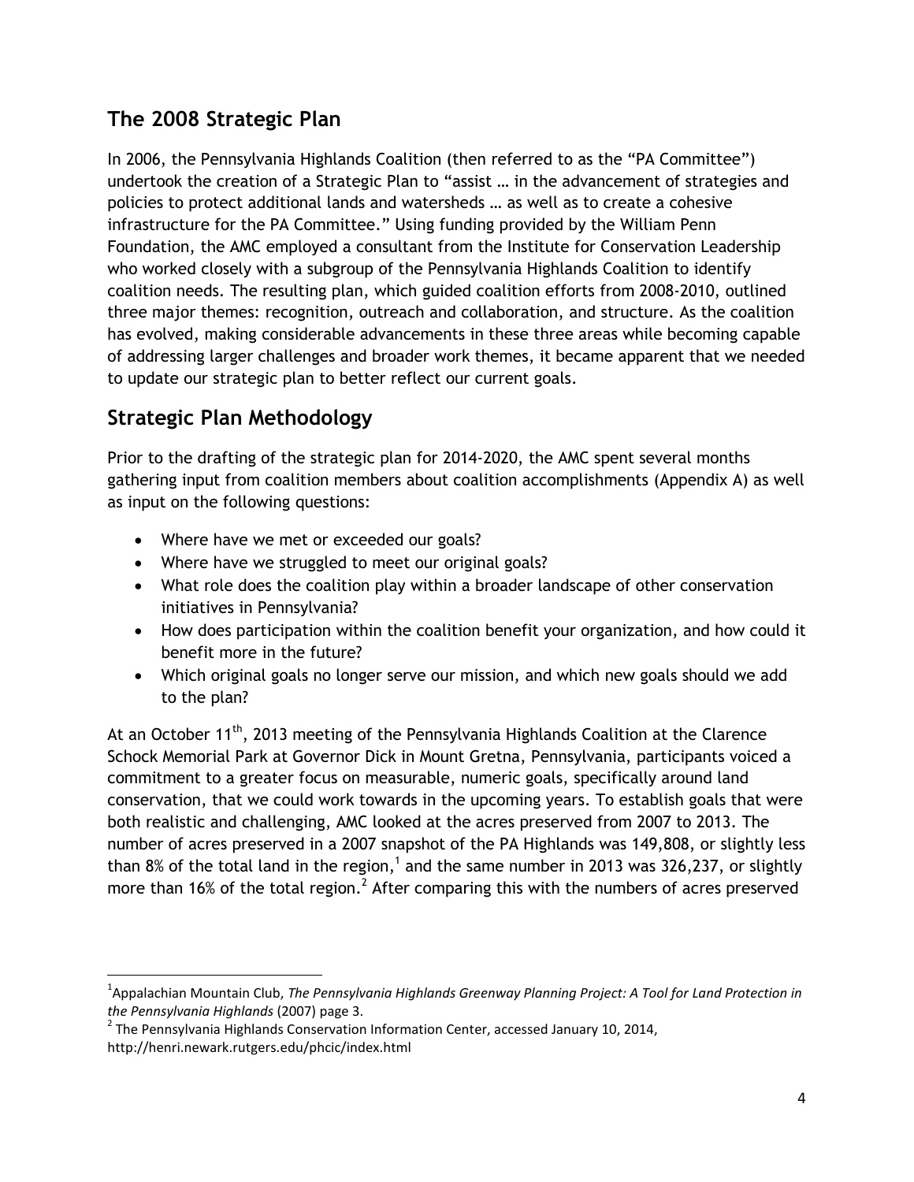## The 2008 Strategic Plan

In 2006, the Pennsylvania Highlands Coalition (then referred to as the "PA Committee") undertook the creation of a Strategic Plan to "assist … in the advancement of strategies and policies to protect additional lands and watersheds … as well as to create a cohesive infrastructure for the PA Committee." Using funding provided by the William Penn Foundation, the AMC employed a consultant from the Institute for Conservation Leadership who worked closely with a subgroup of the Pennsylvania Highlands Coalition to identify coalition needs. The resulting plan, which guided coalition efforts from 2008-2010, outlined three major themes: recognition, outreach and collaboration, and structure. As the coalition has evolved, making considerable advancements in these three areas while becoming capable of addressing larger challenges and broader work themes, it became apparent that we needed to update our strategic plan to better reflect our current goals.

## Strategic Plan Methodology

Prior to the drafting of the strategic plan for 2014-2020, the AMC spent several months gathering input from coalition members about coalition accomplishments (Appendix A) as well as input on the following questions:

- Where have we met or exceeded our goals?
- Where have we struggled to meet our original goals?
- What role does the coalition play within a broader landscape of other conservation initiatives in Pennsylvania?
- How does participation within the coalition benefit your organization, and how could it benefit more in the future?
- Which original goals no longer serve our mission, and which new goals should we add to the plan?

At an October 11th, 2013 meeting of the Pennsylvania Highlands Coalition at the Clarence Schock Memorial Park at Governor Dick in Mount Gretna, Pennsylvania, participants voiced a commitment to a greater focus on measurable, numeric goals, specifically around land conservation, that we could work towards in the upcoming years. To establish goals that were both realistic and challenging, AMC looked at the acres preserved from 2007 to 2013. The number of acres preserved in a 2007 snapshot of the PA Highlands was 149,808, or slightly less than 8% of the total land in the region,[1] and the same number in 2013 was 326,237, or slightly more than 16% of the total region.[2] After comparing this with the numbers of acres preserved

---

[1] Appalachian Mountain Club, *The Pennsylvania Highlands Greenway Planning Project: A Tool for Land Protection in the Pennsylvania Highlands* (2007) page 3.

[2] The Pennsylvania Highlands Conservation Information Center, accessed January 10, 2014, http://henri.newark.rutgers.edu/phcic/index.html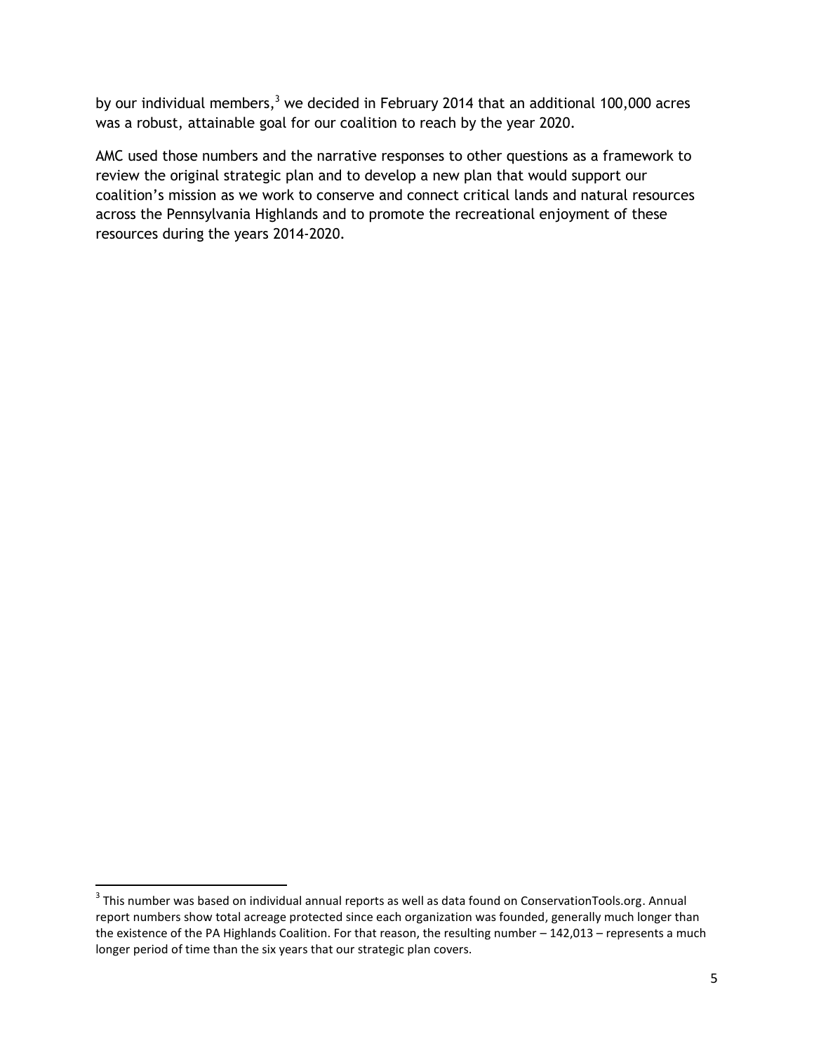by our individual members,[3] we decided in February 2014 that an additional 100,000 acres was a robust, attainable goal for our coalition to reach by the year 2020.

AMC used those numbers and the narrative responses to other questions as a framework to review the original strategic plan and to develop a new plan that would support our coalition's mission as we work to conserve and connect critical lands and natural resources across the Pennsylvania Highlands and to promote the recreational enjoyment of these resources during the years 2014-2020.

[3] This number was based on individual annual reports as well as data found on ConservationTools.org. Annual report numbers show total acreage protected since each organization was founded, generally much longer than the existence of the PA Highlands Coalition. For that reason, the resulting number – 142,013 – represents a much longer period of time than the six years that our strategic plan covers.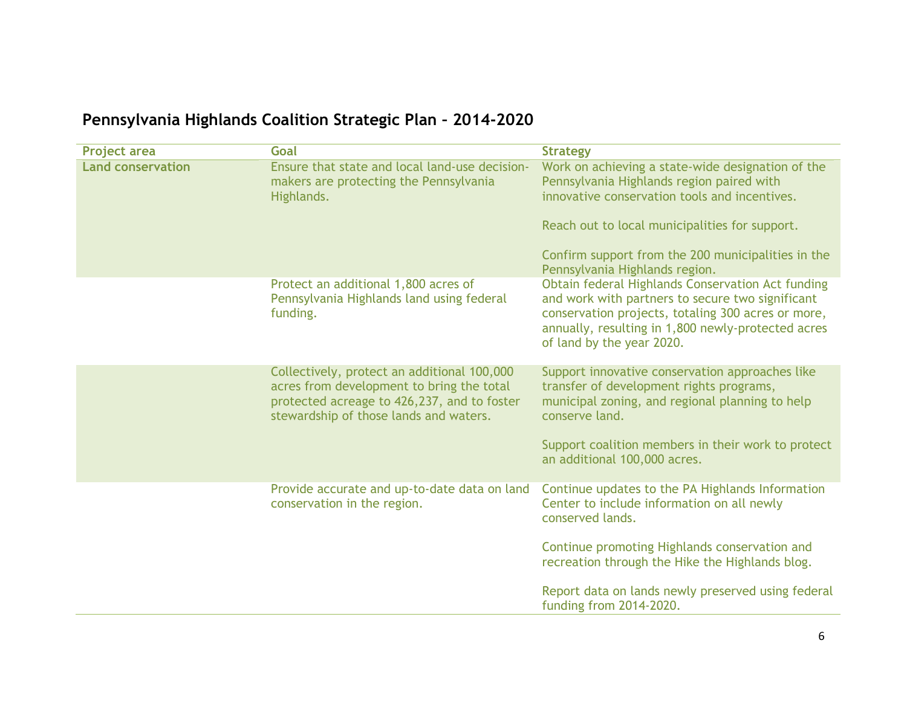## Pennsylvania Highlands Coalition Strategic Plan – 2014-2020

| Project area | Goal | Strategy |
|---|---|---|
| **Land conservation** | Ensure that state and local land-use decision-makers are protecting the Pennsylvania Highlands. | Work on achieving a state-wide designation of the Pennsylvania Highlands region paired with innovative conservation tools and incentives.<br><br>Reach out to local municipalities for support.<br><br>Confirm support from the 200 municipalities in the Pennsylvania Highlands region. |
| | Protect an additional 1,800 acres of Pennsylvania Highlands land using federal funding. | Obtain federal Highlands Conservation Act funding and work with partners to secure two significant conservation projects, totaling 300 acres or more, annually, resulting in 1,800 newly-protected acres of land by the year 2020. |
| | Collectively, protect an additional 100,000 acres from development to bring the total protected acreage to 426,237, and to foster stewardship of those lands and waters. | Support innovative conservation approaches like transfer of development rights programs, municipal zoning, and regional planning to help conserve land.<br><br>Support coalition members in their work to protect an additional 100,000 acres. |
| | Provide accurate and up-to-date data on land conservation in the region. | Continue updates to the PA Highlands Information Center to include information on all newly conserved lands.<br><br>Continue promoting Highlands conservation and recreation through the Hike the Highlands blog.<br><br>Report data on lands newly preserved using federal funding from 2014-2020. |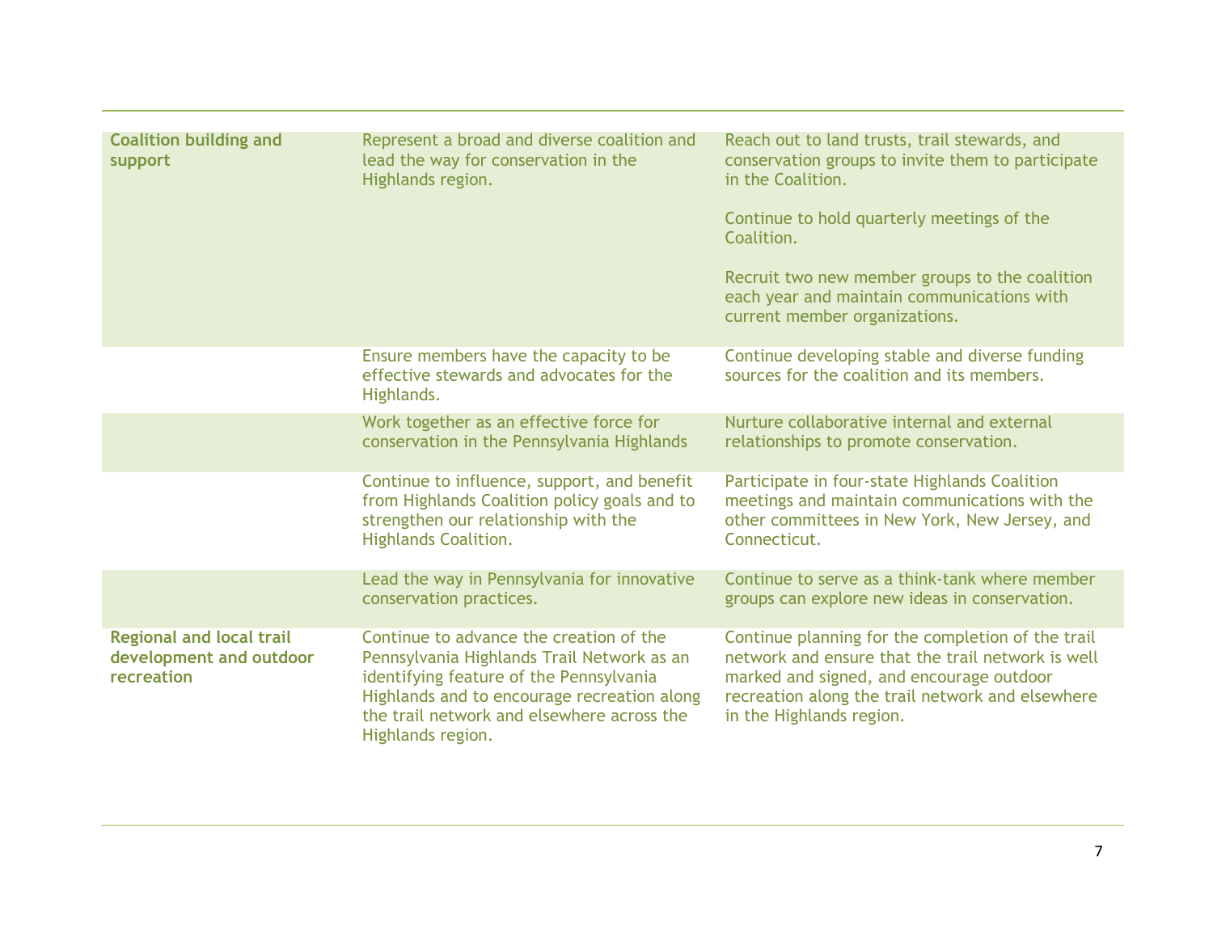| | | |
|---|---|---|
| **Coalition building and support** | Represent a broad and diverse coalition and lead the way for conservation in the Highlands region. | Reach out to land trusts, trail stewards, and conservation groups to invite them to participate in the Coalition.<br><br>Continue to hold quarterly meetings of the Coalition.<br><br>Recruit two new member groups to the coalition each year and maintain communications with current member organizations. |
| | Ensure members have the capacity to be effective stewards and advocates for the Highlands. | Continue developing stable and diverse funding sources for the coalition and its members. |
| | Work together as an effective force for conservation in the Pennsylvania Highlands | Nurture collaborative internal and external relationships to promote conservation. |
| | Continue to influence, support, and benefit from Highlands Coalition policy goals and to strengthen our relationship with the Highlands Coalition. | Participate in four-state Highlands Coalition meetings and maintain communications with the other committees in New York, New Jersey, and Connecticut. |
| | Lead the way in Pennsylvania for innovative conservation practices. | Continue to serve as a think-tank where member groups can explore new ideas in conservation. |
| **Regional and local trail development and outdoor recreation** | Continue to advance the creation of the Pennsylvania Highlands Trail Network as an identifying feature of the Pennsylvania Highlands and to encourage recreation along the trail network and elsewhere across the Highlands region. | Continue planning for the completion of the trail network and ensure that the trail network is well marked and signed, and encourage outdoor recreation along the trail network and elsewhere in the Highlands region. |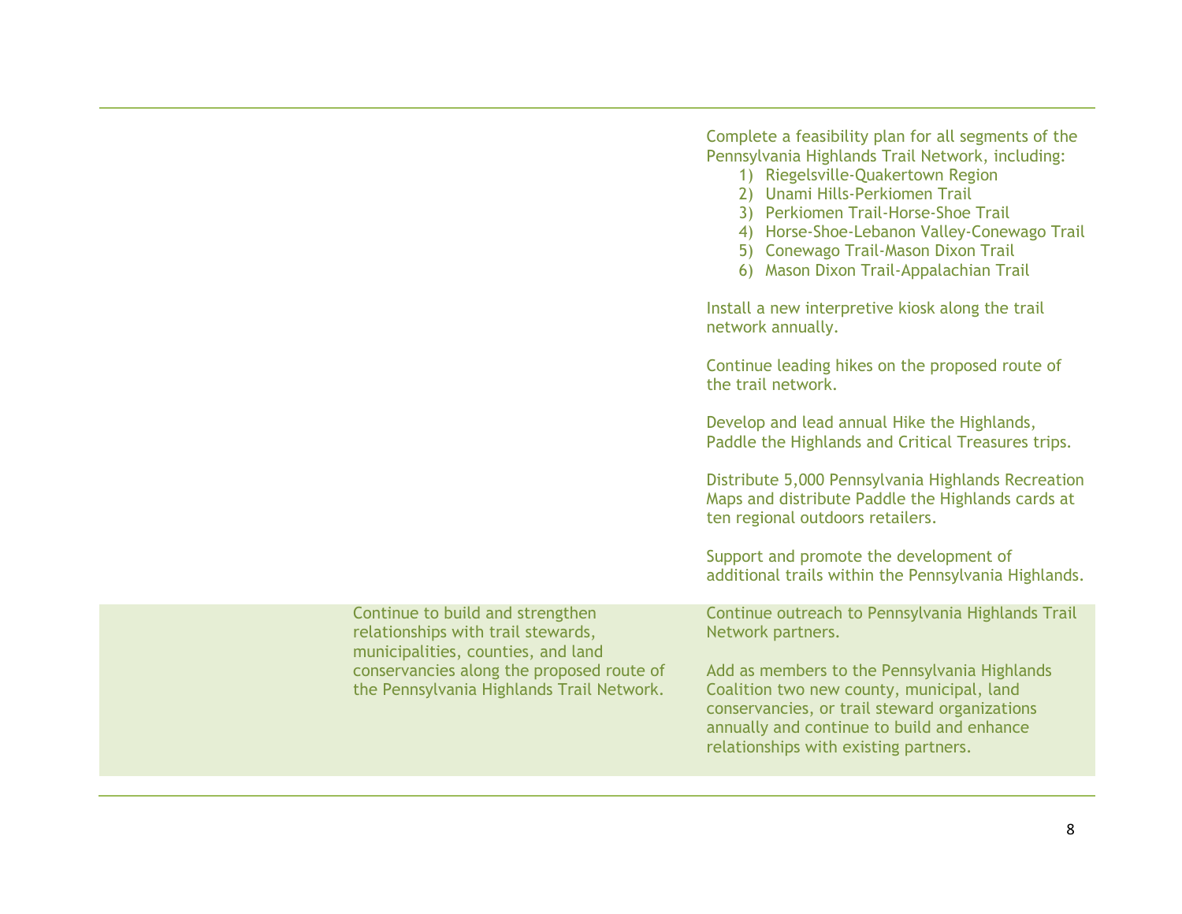| | | |
|---|---|---|
| | | Complete a feasibility plan for all segments of the Pennsylvania Highlands Trail Network, including:<br>1) Riegelsville-Quakertown Region<br>2) Unami Hills-Perkiomen Trail<br>3) Perkiomen Trail-Horse-Shoe Trail<br>4) Horse-Shoe-Lebanon Valley-Conewago Trail<br>5) Conewago Trail-Mason Dixon Trail<br>6) Mason Dixon Trail-Appalachian Trail<br><br>Install a new interpretive kiosk along the trail network annually.<br><br>Continue leading hikes on the proposed route of the trail network.<br><br>Develop and lead annual Hike the Highlands, Paddle the Highlands and Critical Treasures trips.<br><br>Distribute 5,000 Pennsylvania Highlands Recreation Maps and distribute Paddle the Highlands cards at ten regional outdoors retailers.<br><br>Support and promote the development of additional trails within the Pennsylvania Highlands. |
| | Continue to build and strengthen relationships with trail stewards, municipalities, counties, and land conservancies along the proposed route of the Pennsylvania Highlands Trail Network. | Continue outreach to Pennsylvania Highlands Trail Network partners.<br><br>Add as members to the Pennsylvania Highlands Coalition two new county, municipal, land conservancies, or trail steward organizations annually and continue to build and enhance relationships with existing partners. |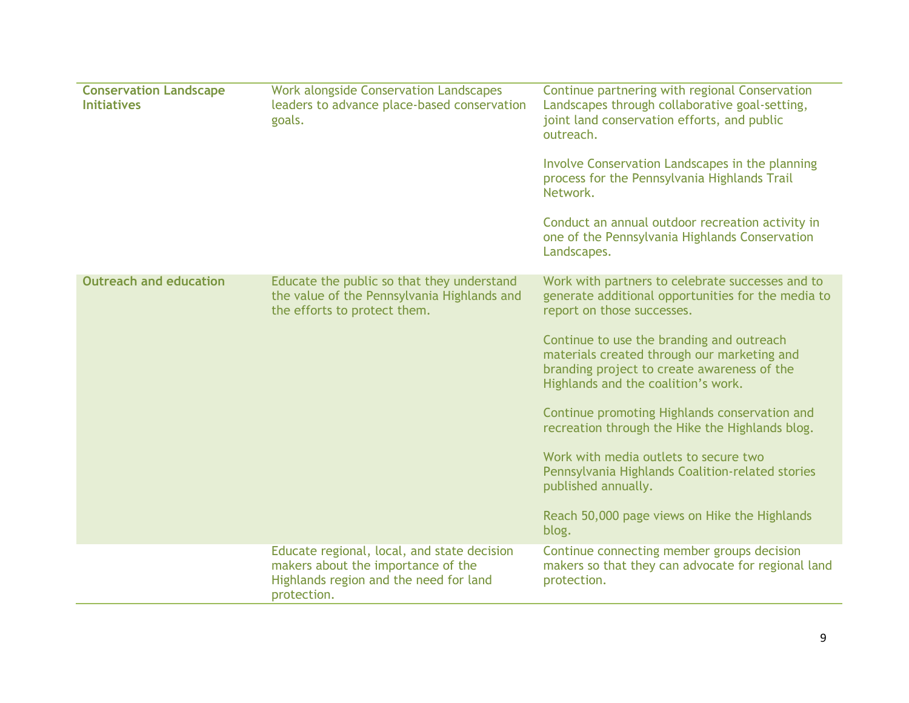| | | |
|---|---|---|
| **Conservation Landscape Initiatives** | Work alongside Conservation Landscapes leaders to advance place-based conservation goals. | Continue partnering with regional Conservation Landscapes through collaborative goal-setting, joint land conservation efforts, and public outreach.<br><br>Involve Conservation Landscapes in the planning process for the Pennsylvania Highlands Trail Network.<br><br>Conduct an annual outdoor recreation activity in one of the Pennsylvania Highlands Conservation Landscapes. |
| **Outreach and education** | Educate the public so that they understand the value of the Pennsylvania Highlands and the efforts to protect them. | Work with partners to celebrate successes and to generate additional opportunities for the media to report on those successes.<br><br>Continue to use the branding and outreach materials created through our marketing and branding project to create awareness of the Highlands and the coalition's work.<br><br>Continue promoting Highlands conservation and recreation through the Hike the Highlands blog.<br><br>Work with media outlets to secure two Pennsylvania Highlands Coalition-related stories published annually.<br><br>Reach 50,000 page views on Hike the Highlands blog. |
| | Educate regional, local, and state decision makers about the importance of the Highlands region and the need for land protection. | Continue connecting member groups decision makers so that they can advocate for regional land protection. |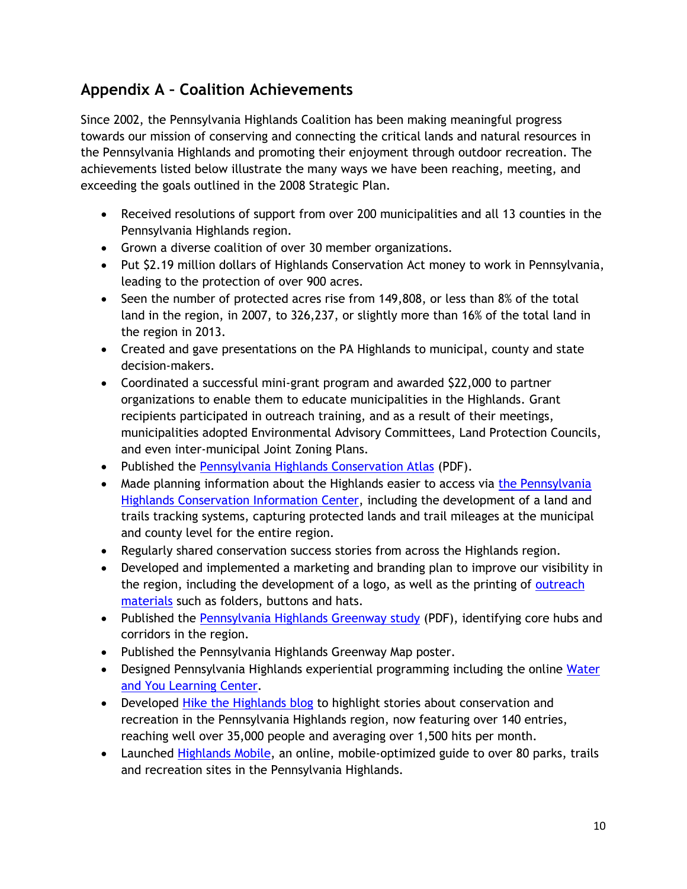## Appendix A – Coalition Achievements

Since 2002, the Pennsylvania Highlands Coalition has been making meaningful progress towards our mission of conserving and connecting the critical lands and natural resources in the Pennsylvania Highlands and promoting their enjoyment through outdoor recreation. The achievements listed below illustrate the many ways we have been reaching, meeting, and exceeding the goals outlined in the 2008 Strategic Plan.

- Received resolutions of support from over 200 municipalities and all 13 counties in the Pennsylvania Highlands region.
- Grown a diverse coalition of over 30 member organizations.
- Put $2.19 million dollars of Highlands Conservation Act money to work in Pennsylvania, leading to the protection of over 900 acres.
- Seen the number of protected acres rise from 149,808, or less than 8% of the total land in the region, in 2007, to 326,237, or slightly more than 16% of the total land in the region in 2013.
- Created and gave presentations on the PA Highlands to municipal, county and state decision-makers.
- Coordinated a successful mini-grant program and awarded $22,000 to partner organizations to enable them to educate municipalities in the Highlands. Grant recipients participated in outreach training, and as a result of their meetings, municipalities adopted Environmental Advisory Committees, Land Protection Councils, and even inter-municipal Joint Zoning Plans.
- Published the Pennsylvania Highlands Conservation Atlas (PDF).
- Made planning information about the Highlands easier to access via the Pennsylvania Highlands Conservation Information Center, including the development of a land and trails tracking systems, capturing protected lands and trail mileages at the municipal and county level for the entire region.
- Regularly shared conservation success stories from across the Highlands region.
- Developed and implemented a marketing and branding plan to improve our visibility in the region, including the development of a logo, as well as the printing of outreach materials such as folders, buttons and hats.
- Published the Pennsylvania Highlands Greenway study (PDF), identifying core hubs and corridors in the region.
- Published the Pennsylvania Highlands Greenway Map poster.
- Designed Pennsylvania Highlands experiential programming including the online Water and You Learning Center.
- Developed Hike the Highlands blog to highlight stories about conservation and recreation in the Pennsylvania Highlands region, now featuring over 140 entries, reaching well over 35,000 people and averaging over 1,500 hits per month.
- Launched Highlands Mobile, an online, mobile-optimized guide to over 80 parks, trails and recreation sites in the Pennsylvania Highlands.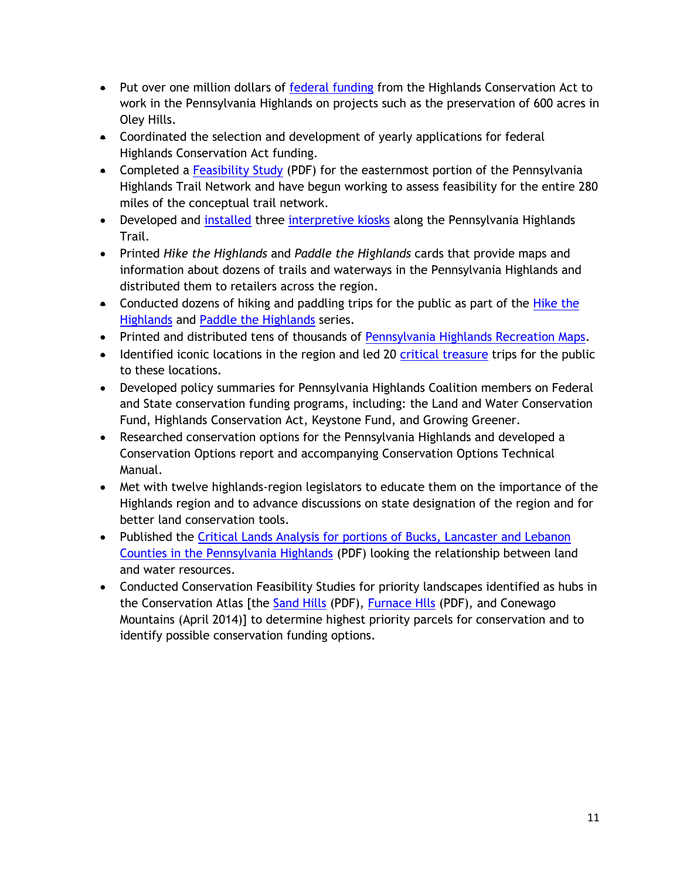- Put over one million dollars of federal funding from the Highlands Conservation Act to work in the Pennsylvania Highlands on projects such as the preservation of 600 acres in Oley Hills.
- Coordinated the selection and development of yearly applications for federal Highlands Conservation Act funding.
- Completed a Feasibility Study (PDF) for the easternmost portion of the Pennsylvania Highlands Trail Network and have begun working to assess feasibility for the entire 280 miles of the conceptual trail network.
- Developed and installed three interpretive kiosks along the Pennsylvania Highlands Trail.
- Printed *Hike the Highlands* and *Paddle the Highlands* cards that provide maps and information about dozens of trails and waterways in the Pennsylvania Highlands and distributed them to retailers across the region.
- Conducted dozens of hiking and paddling trips for the public as part of the Hike the Highlands and Paddle the Highlands series.
- Printed and distributed tens of thousands of Pennsylvania Highlands Recreation Maps.
- Identified iconic locations in the region and led 20 critical treasure trips for the public to these locations.
- Developed policy summaries for Pennsylvania Highlands Coalition members on Federal and State conservation funding programs, including: the Land and Water Conservation Fund, Highlands Conservation Act, Keystone Fund, and Growing Greener.
- Researched conservation options for the Pennsylvania Highlands and developed a Conservation Options report and accompanying Conservation Options Technical Manual.
- Met with twelve highlands-region legislators to educate them on the importance of the Highlands region and to advance discussions on state designation of the region and for better land conservation tools.
- Published the Critical Lands Analysis for portions of Bucks, Lancaster and Lebanon Counties in the Pennsylvania Highlands (PDF) looking the relationship between land and water resources.
- Conducted Conservation Feasibility Studies for priority landscapes identified as hubs in the Conservation Atlas [the Sand Hills (PDF), Furnace Hlls (PDF), and Conewago Mountains (April 2014)] to determine highest priority parcels for conservation and to identify possible conservation funding options.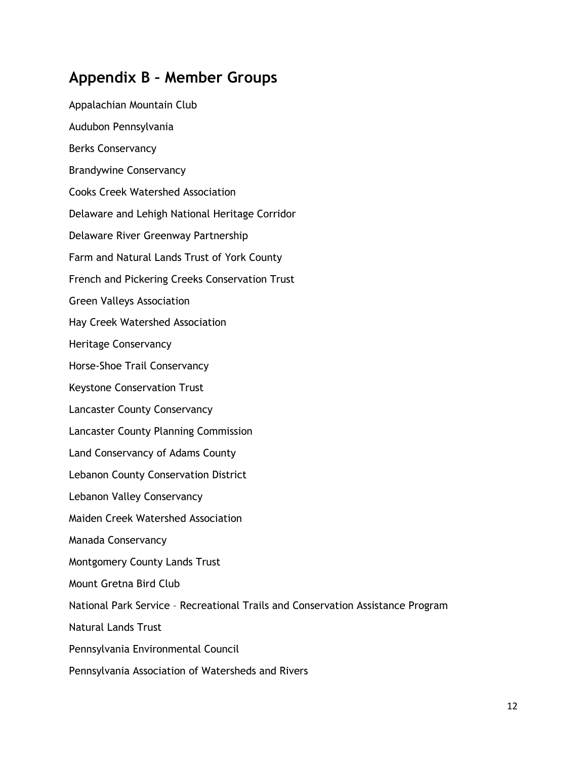## Appendix B – Member Groups

Appalachian Mountain Club

Audubon Pennsylvania

Berks Conservancy

Brandywine Conservancy

Cooks Creek Watershed Association

Delaware and Lehigh National Heritage Corridor

Delaware River Greenway Partnership

Farm and Natural Lands Trust of York County

French and Pickering Creeks Conservation Trust

Green Valleys Association

Hay Creek Watershed Association

Heritage Conservancy

Horse-Shoe Trail Conservancy

Keystone Conservation Trust

Lancaster County Conservancy

Lancaster County Planning Commission

Land Conservancy of Adams County

Lebanon County Conservation District

Lebanon Valley Conservancy

Maiden Creek Watershed Association

Manada Conservancy

Montgomery County Lands Trust

Mount Gretna Bird Club

National Park Service – Recreational Trails and Conservation Assistance Program

Natural Lands Trust

Pennsylvania Environmental Council

Pennsylvania Association of Watersheds and Rivers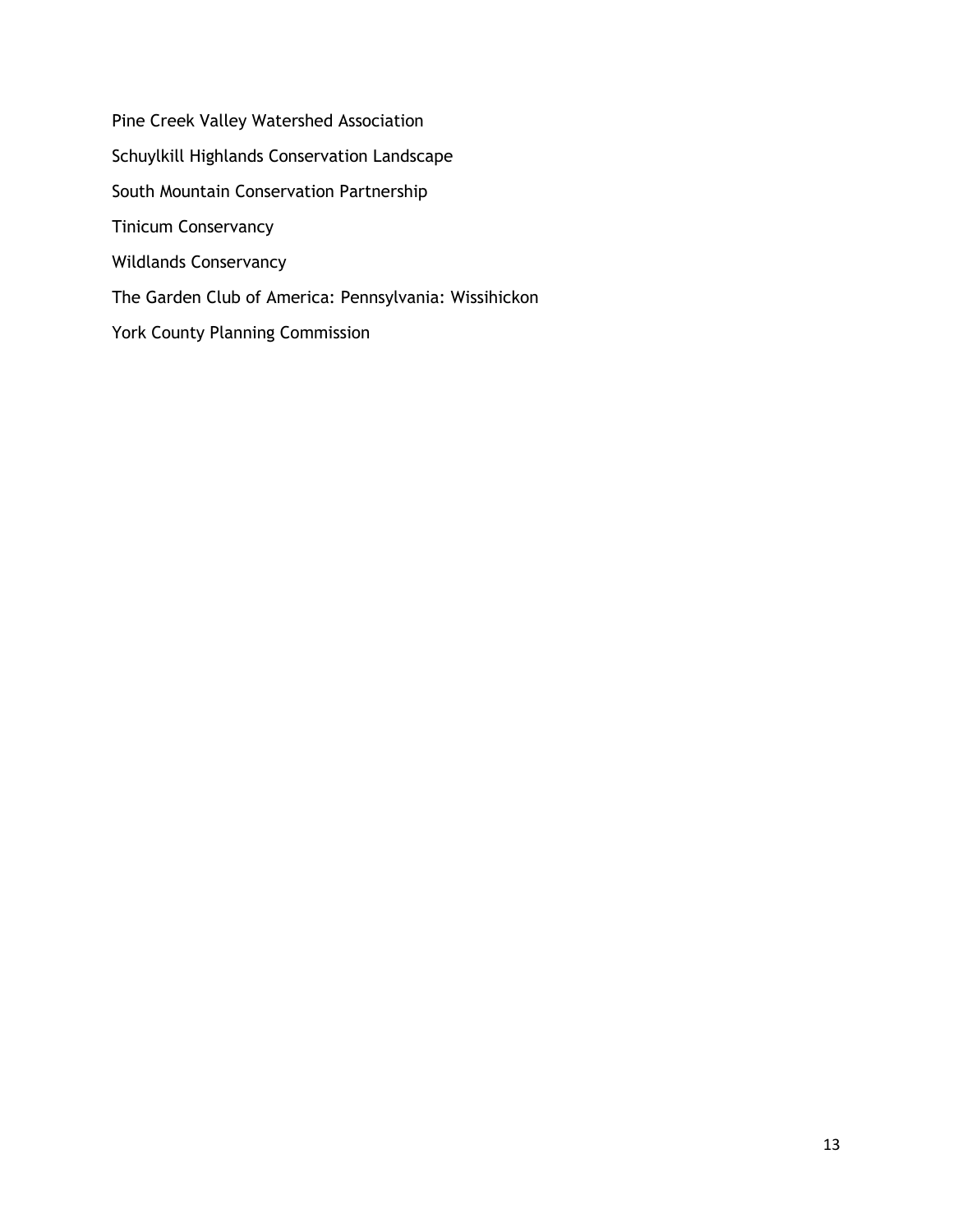Pine Creek Valley Watershed Association

Schuylkill Highlands Conservation Landscape

South Mountain Conservation Partnership

Tinicum Conservancy

Wildlands Conservancy

The Garden Club of America: Pennsylvania: Wissihickon

York County Planning Commission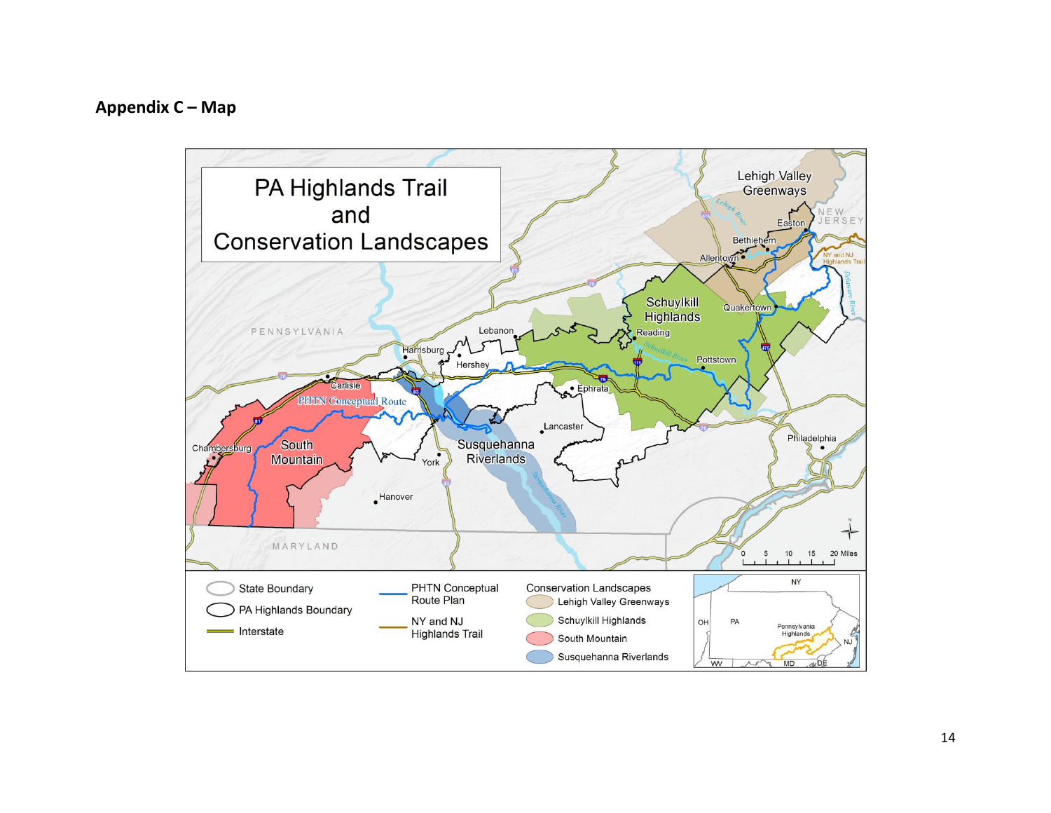## Appendix C – Map

PA Highlands Trail
and
Conservation Landscapes

Lehigh Valley Greenways
NEW JERSEY
Easton
Bethlehem
Allentown
NY and NJ Highlands Trail
Delaware River
Lehigh River
Schuylkill Highlands
Quakertown
Reading
Schuylkill River
Pottstown
Lebanon
Harrisburg
Hershey
PENNSYLVANIA
Carlisle
PHTN Conceptual Route
Ephrata
Lancaster
Philadelphia
Chambersburg
South Mountain
York
Susquehanna Riverlands
Susquehanna River
Hanover
MARYLAND
0 5 10 15 20 Miles

State Boundary
PA Highlands Boundary
Interstate
PHTN Conceptual Route Plan
NY and NJ Highlands Trail
Conservation Landscapes
Lehigh Valley Greenways
Schuylkill Highlands
South Mountain
Susquehanna Riverlands

NY
OH
PA
Pennsylvania Highlands
NJ
WV
MD
DE